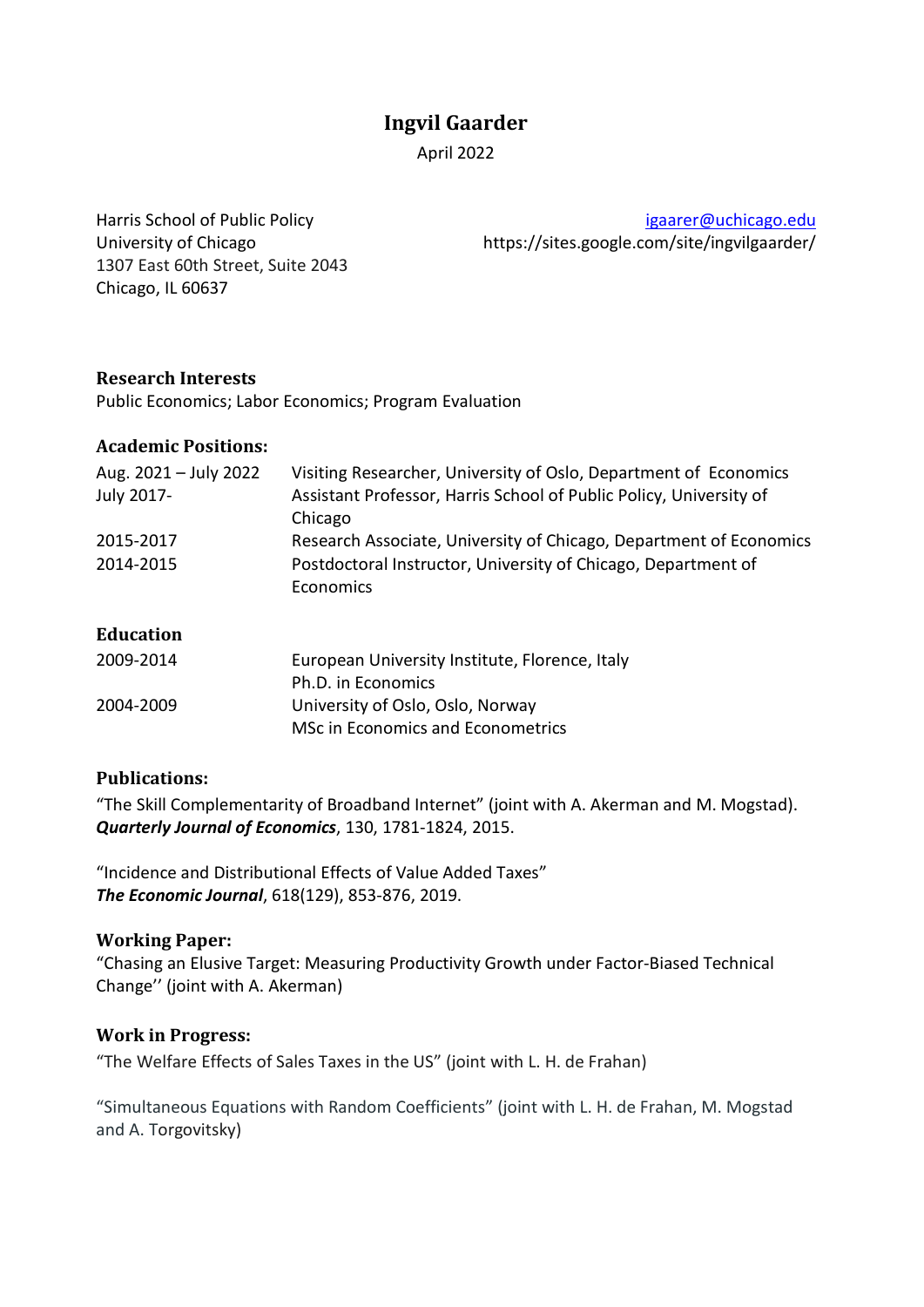# Ingvil Gaarder

April 2022

Harris School of Public Policy
University of Chicago
1307 East 60th Street, Suite 2043
Chicago, IL 60637

igaarer@uchicago.edu
https://sites.google.com/site/ingvilgaarder/

## Research Interests

Public Economics; Labor Economics; Program Evaluation

## Academic Positions:

| | |
|---|---|
| Aug. 2021 – July 2022 | Visiting Researcher, University of Oslo, Department of Economics |
| July 2017- | Assistant Professor, Harris School of Public Policy, University of Chicago |
| 2015-2017 | Research Associate, University of Chicago, Department of Economics |
| 2014-2015 | Postdoctoral Instructor, University of Chicago, Department of Economics |

## Education

| | |
|---|---|
| 2009-2014 | European University Institute, Florence, Italy<br>Ph.D. in Economics |
| 2004-2009 | University of Oslo, Oslo, Norway<br>MSc in Economics and Econometrics |

## Publications:

"The Skill Complementarity of Broadband Internet" (joint with A. Akerman and M. Mogstad). ***Quarterly Journal of Economics***, 130, 1781-1824, 2015.

"Incidence and Distributional Effects of Value Added Taxes"
***The Economic Journal***, 618(129), 853-876, 2019.

## Working Paper:

"Chasing an Elusive Target: Measuring Productivity Growth under Factor-Biased Technical Change'' (joint with A. Akerman)

## Work in Progress:

"The Welfare Effects of Sales Taxes in the US" (joint with L. H. de Frahan)

"Simultaneous Equations with Random Coefficients" (joint with L. H. de Frahan, M. Mogstad and A. Torgovitsky)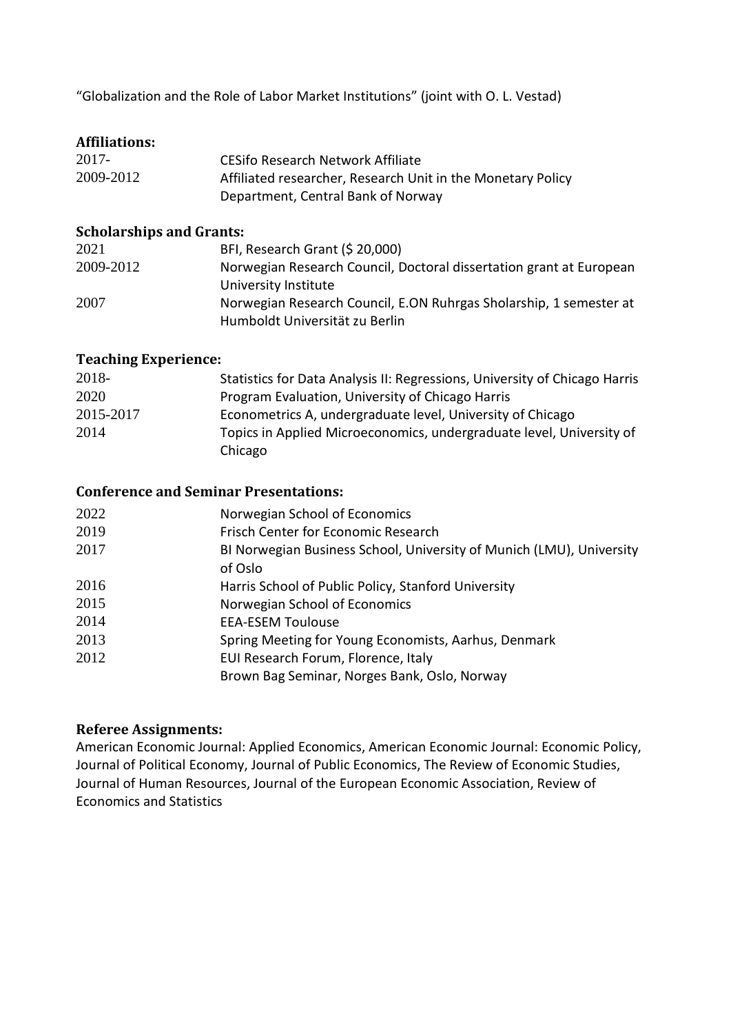"Globalization and the Role of Labor Market Institutions" (joint with O. L. Vestad)

## Affiliations:

| | |
|---|---|
| 2017- | CESifo Research Network Affiliate |
| 2009-2012 | Affiliated researcher, Research Unit in the Monetary Policy Department, Central Bank of Norway |

## Scholarships and Grants:

| | |
|---|---|
| 2021 | BFI, Research Grant ($ 20,000) |
| 2009-2012 | Norwegian Research Council, Doctoral dissertation grant at European University Institute |
| 2007 | Norwegian Research Council, E.ON Ruhrgas Sholarship, 1 semester at Humboldt Universität zu Berlin |

## Teaching Experience:

| | |
|---|---|
| 2018- | Statistics for Data Analysis II: Regressions, University of Chicago Harris |
| 2020 | Program Evaluation, University of Chicago Harris |
| 2015-2017 | Econometrics A, undergraduate level, University of Chicago |
| 2014 | Topics in Applied Microeconomics, undergraduate level, University of Chicago |

## Conference and Seminar Presentations:

| | |
|---|---|
| 2022 | Norwegian School of Economics |
| 2019 | Frisch Center for Economic Research |
| 2017 | BI Norwegian Business School, University of Munich (LMU), University of Oslo |
| 2016 | Harris School of Public Policy, Stanford University |
| 2015 | Norwegian School of Economics |
| 2014 | EEA-ESEM Toulouse |
| 2013 | Spring Meeting for Young Economists, Aarhus, Denmark |
| 2012 | EUI Research Forum, Florence, Italy |
| | Brown Bag Seminar, Norges Bank, Oslo, Norway |

## Referee Assignments:

American Economic Journal: Applied Economics, American Economic Journal: Economic Policy, Journal of Political Economy, Journal of Public Economics, The Review of Economic Studies, Journal of Human Resources, Journal of the European Economic Association, Review of Economics and Statistics